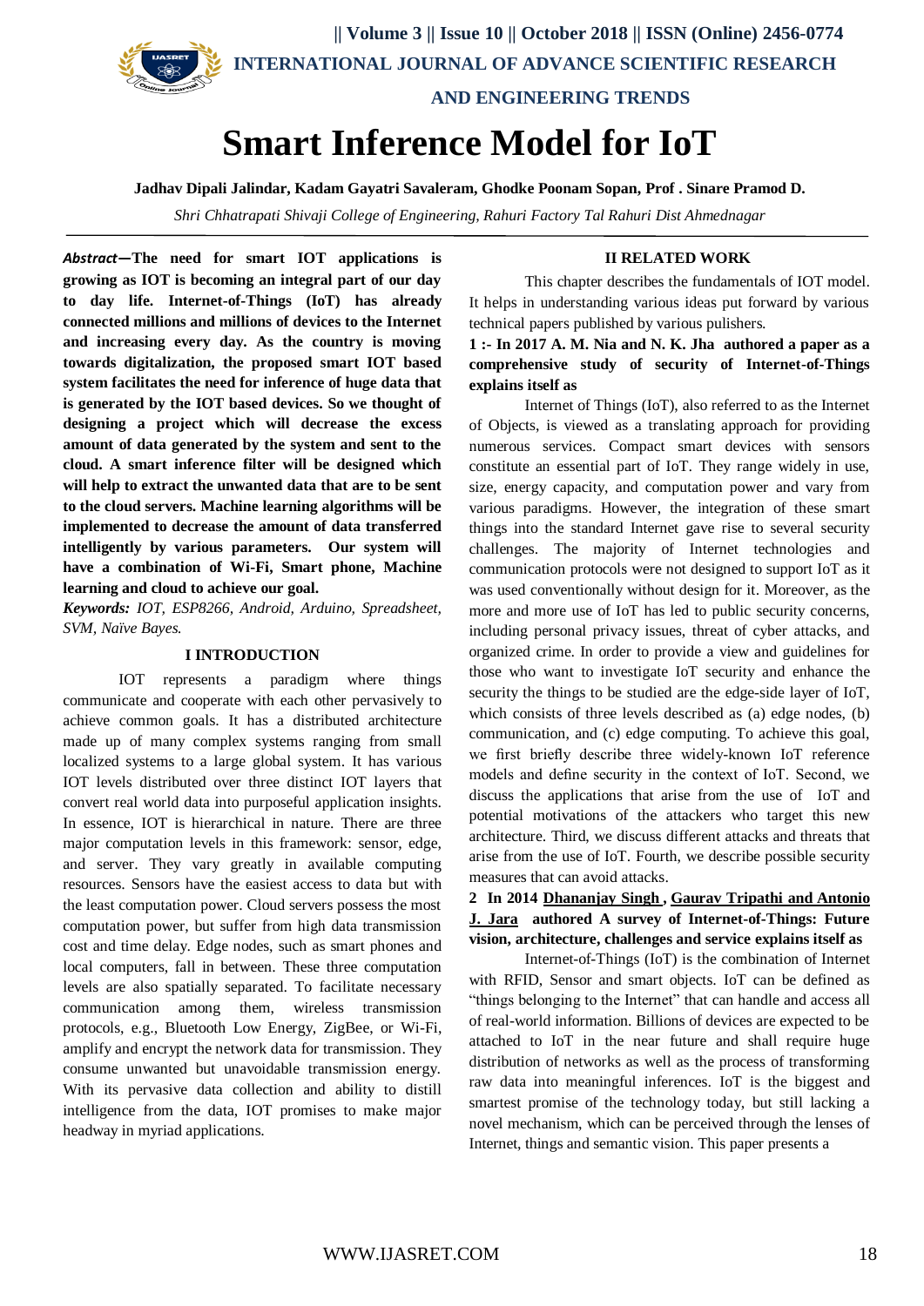# Smart Inference Model for IoT

**Jadhav Dipali Jalindar, Kadam Gayatri Savaleram, Ghodke Poonam Sopan, Prof . Sinare Pramod D.**

*Shri Chhatrapati Shivaji College of Engineering, Rahuri Factory Tal Rahuri Dist Ahmednagar*

***Abstract*—The need for smart IOT applications is growing as IOT is becoming an integral part of our day to day life. Internet-of-Things (IoT) has already connected millions and millions of devices to the Internet and increasing every day. As the country is moving towards digitalization, the proposed smart IOT based system facilitates the need for inference of huge data that is generated by the IOT based devices. So we thought of designing a project which will decrease the excess amount of data generated by the system and sent to the cloud. A smart inference filter will be designed which will help to extract the unwanted data that are to be sent to the cloud servers. Machine learning algorithms will be implemented to decrease the amount of data transferred intelligently by various parameters. Our system will have a combination of Wi-Fi, Smart phone, Machine learning and cloud to achieve our goal.**

***Keywords:*** *IOT, ESP8266, Android, Arduino, Spreadsheet, SVM, Naïve Bayes.*

## I INTRODUCTION

IOT represents a paradigm where things communicate and cooperate with each other pervasively to achieve common goals. It has a distributed architecture made up of many complex systems ranging from small localized systems to a large global system. It has various IOT levels distributed over three distinct IOT layers that convert real world data into purposeful application insights. In essence, IOT is hierarchical in nature. There are three major computation levels in this framework: sensor, edge, and server. They vary greatly in available computing resources. Sensors have the easiest access to data but with the least computation power. Cloud servers possess the most computation power, but suffer from high data transmission cost and time delay. Edge nodes, such as smart phones and local computers, fall in between. These three computation levels are also spatially separated. To facilitate necessary communication among them, wireless transmission protocols, e.g., Bluetooth Low Energy, ZigBee, or Wi-Fi, amplify and encrypt the network data for transmission. They consume unwanted but unavoidable transmission energy. With its pervasive data collection and ability to distill intelligence from the data, IOT promises to make major headway in myriad applications.

## II RELATED WORK

This chapter describes the fundamentals of IOT model. It helps in understanding various ideas put forward by various technical papers published by various pulishers.

**1 :- In 2017 A. M. Nia and N. K. Jha authored a paper as a comprehensive study of security of Internet-of-Things explains itself as**

Internet of Things (IoT), also referred to as the Internet of Objects, is viewed as a translating approach for providing numerous services. Compact smart devices with sensors constitute an essential part of IoT. They range widely in use, size, energy capacity, and computation power and vary from various paradigms. However, the integration of these smart things into the standard Internet gave rise to several security challenges. The majority of Internet technologies and communication protocols were not designed to support IoT as it was used conventionally without design for it. Moreover, as the more and more use of IoT has led to public security concerns, including personal privacy issues, threat of cyber attacks, and organized crime. In order to provide a view and guidelines for those who want to investigate IoT security and enhance the security the things to be studied are the edge-side layer of IoT, which consists of three levels described as (a) edge nodes, (b) communication, and (c) edge computing. To achieve this goal, we first briefly describe three widely-known IoT reference models and define security in the context of IoT. Second, we discuss the applications that arise from the use of IoT and potential motivations of the attackers who target this new architecture. Third, we discuss different attacks and threats that arise from the use of IoT. Fourth, we describe possible security measures that can avoid attacks.

**2 In 2014 Dhananjay Singh , Gaurav Tripathi and Antonio J. Jara authored A survey of Internet-of-Things: Future vision, architecture, challenges and service explains itself as**

Internet-of-Things (IoT) is the combination of Internet with RFID, Sensor and smart objects. IoT can be defined as "things belonging to the Internet" that can handle and access all of real-world information. Billions of devices are expected to be attached to IoT in the near future and shall require huge distribution of networks as well as the process of transforming raw data into meaningful inferences. IoT is the biggest and smartest promise of the technology today, but still lacking a novel mechanism, which can be perceived through the lenses of Internet, things and semantic vision. This paper presents a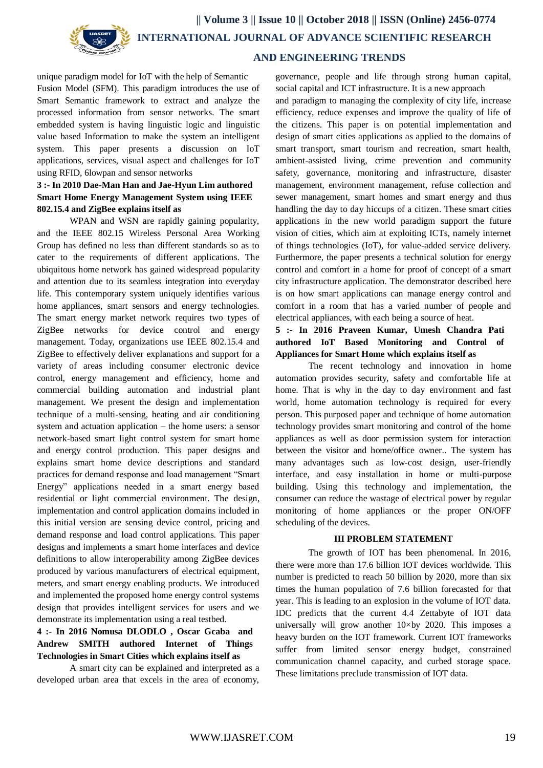unique paradigm model for IoT with the help of Semantic Fusion Model (SFM). This paradigm introduces the use of Smart Semantic framework to extract and analyze the processed information from sensor networks. The smart embedded system is having linguistic logic and linguistic value based Information to make the system an intelligent system. This paper presents a discussion on IoT applications, services, visual aspect and challenges for IoT using RFID, 6lowpan and sensor networks

**3 :- In 2010 Dae-Man Han and Jae-Hyun Lim authored Smart Home Energy Management System using IEEE 802.15.4 and ZigBee explains itself as**

WPAN and WSN are rapidly gaining popularity, and the IEEE 802.15 Wireless Personal Area Working Group has defined no less than different standards so as to cater to the requirements of different applications. The ubiquitous home network has gained widespread popularity and attention due to its seamless integration into everyday life. This contemporary system uniquely identifies various home appliances, smart sensors and energy technologies. The smart energy market network requires two types of ZigBee networks for device control and energy management. Today, organizations use IEEE 802.15.4 and ZigBee to effectively deliver explanations and support for a variety of areas including consumer electronic device control, energy management and efficiency, home and commercial building automation and industrial plant management. We present the design and implementation technique of a multi-sensing, heating and air conditioning system and actuation application – the home users: a sensor network-based smart light control system for smart home and energy control production. This paper designs and explains smart home device descriptions and standard practices for demand response and load management "Smart Energy" applications needed in a smart energy based residential or light commercial environment. The design, implementation and control application domains included in this initial version are sensing device control, pricing and demand response and load control applications. This paper designs and implements a smart home interfaces and device definitions to allow interoperability among ZigBee devices produced by various manufacturers of electrical equipment, meters, and smart energy enabling products. We introduced and implemented the proposed home energy control systems design that provides intelligent services for users and we demonstrate its implementation using a real testbed.

**4 :- In 2016 Nomusa DLODLO , Oscar Gcaba and Andrew SMITH authored Internet of Things Technologies in Smart Cities which explains itself as**

A smart city can be explained and interpreted as a developed urban area that excels in the area of economy, governance, people and life through strong human capital, social capital and ICT infrastructure. It is a new approach and paradigm to managing the complexity of city life, increase efficiency, reduce expenses and improve the quality of life of the citizens. This paper is on potential implementation and design of smart cities applications as applied to the domains of smart transport, smart tourism and recreation, smart health, ambient-assisted living, crime prevention and community safety, governance, monitoring and infrastructure, disaster management, environment management, refuse collection and sewer management, smart homes and smart energy and thus handling the day to day hiccups of a citizen. These smart cities applications in the new world paradigm support the future vision of cities, which aim at exploiting ICTs, namely internet of things technologies (IoT), for value-added service delivery. Furthermore, the paper presents a technical solution for energy control and comfort in a home for proof of concept of a smart city infrastructure application. The demonstrator described here is on how smart applications can manage energy control and comfort in a room that has a varied number of people and electrical appliances, with each being a source of heat.

**5 :- In 2016 Praveen Kumar, Umesh Chandra Pati authored IoT Based Monitoring and Control of Appliances for Smart Home which explains itself as**

The recent technology and innovation in home automation provides security, safety and comfortable life at home. That is why in the day to day environment and fast world, home automation technology is required for every person. This purposed paper and technique of home automation technology provides smart monitoring and control of the home appliances as well as door permission system for interaction between the visitor and home/office owner.. The system has many advantages such as low-cost design, user-friendly interface, and easy installation in home or multi-purpose building. Using this technology and implementation, the consumer can reduce the wastage of electrical power by regular monitoring of home appliances or the proper ON/OFF scheduling of the devices.

## III PROBLEM STATEMENT

The growth of IOT has been phenomenal. In 2016, there were more than 17.6 billion IOT devices worldwide. This number is predicted to reach 50 billion by 2020, more than six times the human population of 7.6 billion forecasted for that year. This is leading to an explosion in the volume of IOT data. IDC predicts that the current 4.4 Zettabyte of IOT data universally will grow another 10×by 2020. This imposes a heavy burden on the IOT framework. Current IOT frameworks suffer from limited sensor energy budget, constrained communication channel capacity, and curbed storage space. These limitations preclude transmission of IOT data.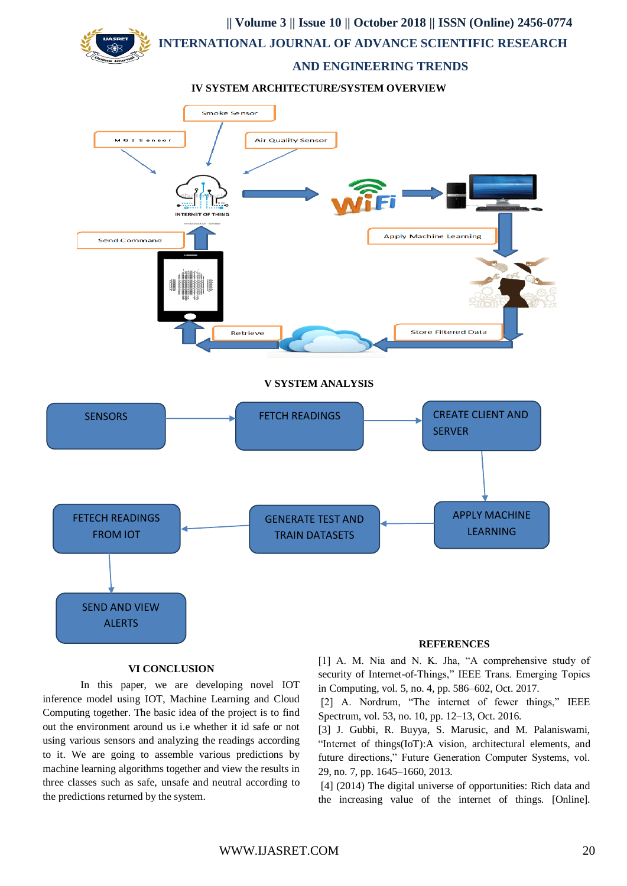## IV SYSTEM ARCHITECTURE/SYSTEM OVERVIEW

Smoke Sensor

MQ2 Sensor

Air Quality Sensor

INTERNET OF THING

Send Command

Apply Machine Learning

Retrieve

Store Filtered Data

## V SYSTEM ANALYSIS

SENSORS → FETCH READINGS → CREATE CLIENT AND SERVER → APPLY MACHINE LEARNING → GENERATE TEST AND TRAIN DATASETS → FETECH READINGS FROM IOT → SEND AND VIEW ALERTS

## VI CONCLUSION

In this paper, we are developing novel IOT inference model using IOT, Machine Learning and Cloud Computing together. The basic idea of the project is to find out the environment around us i.e whether it id safe or not using various sensors and analyzing the readings according to it. We are going to assemble various predictions by machine learning algorithms together and view the results in three classes such as safe, unsafe and neutral according to the predictions returned by the system.

## REFERENCES

[1] A. M. Nia and N. K. Jha, "A comprehensive study of security of Internet-of-Things," IEEE Trans. Emerging Topics in Computing, vol. 5, no. 4, pp. 586–602, Oct. 2017.

[2] A. Nordrum, "The internet of fewer things," IEEE Spectrum, vol. 53, no. 10, pp. 12–13, Oct. 2016.

[3] J. Gubbi, R. Buyya, S. Marusic, and M. Palaniswami, "Internet of things(IoT):A vision, architectural elements, and future directions," Future Generation Computer Systems, vol. 29, no. 7, pp. 1645–1660, 2013.

[4] (2014) The digital universe of opportunities: Rich data and the increasing value of the internet of things. [Online].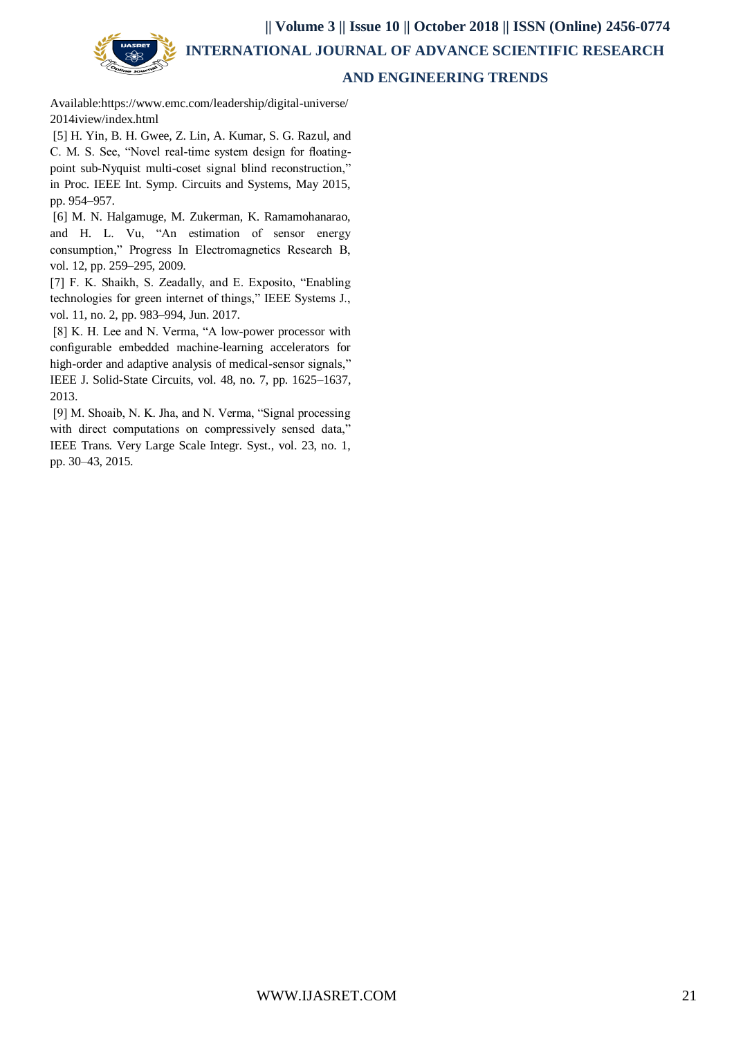Available:https://www.emc.com/leadership/digital-universe/2014iview/index.html

[5] H. Yin, B. H. Gwee, Z. Lin, A. Kumar, S. G. Razul, and C. M. S. See, "Novel real-time system design for floating-point sub-Nyquist multi-coset signal blind reconstruction," in Proc. IEEE Int. Symp. Circuits and Systems, May 2015, pp. 954–957.

[6] M. N. Halgamuge, M. Zukerman, K. Ramamohanarao, and H. L. Vu, "An estimation of sensor energy consumption," Progress In Electromagnetics Research B, vol. 12, pp. 259–295, 2009.

[7] F. K. Shaikh, S. Zeadally, and E. Exposito, "Enabling technologies for green internet of things," IEEE Systems J., vol. 11, no. 2, pp. 983–994, Jun. 2017.

[8] K. H. Lee and N. Verma, "A low-power processor with configurable embedded machine-learning accelerators for high-order and adaptive analysis of medical-sensor signals," IEEE J. Solid-State Circuits, vol. 48, no. 7, pp. 1625–1637, 2013.

[9] M. Shoaib, N. K. Jha, and N. Verma, "Signal processing with direct computations on compressively sensed data," IEEE Trans. Very Large Scale Integr. Syst., vol. 23, no. 1, pp. 30–43, 2015.